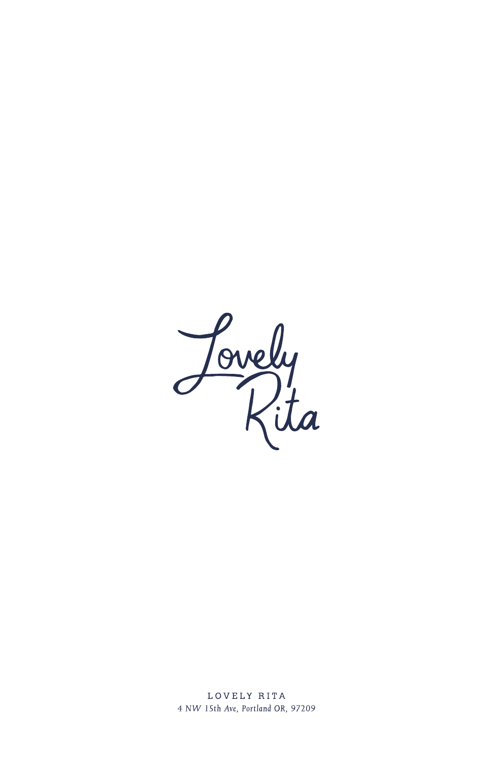# Lovely Rita

LOVELY RITA

*4 NW 15th Ave, Portland OR, 97209*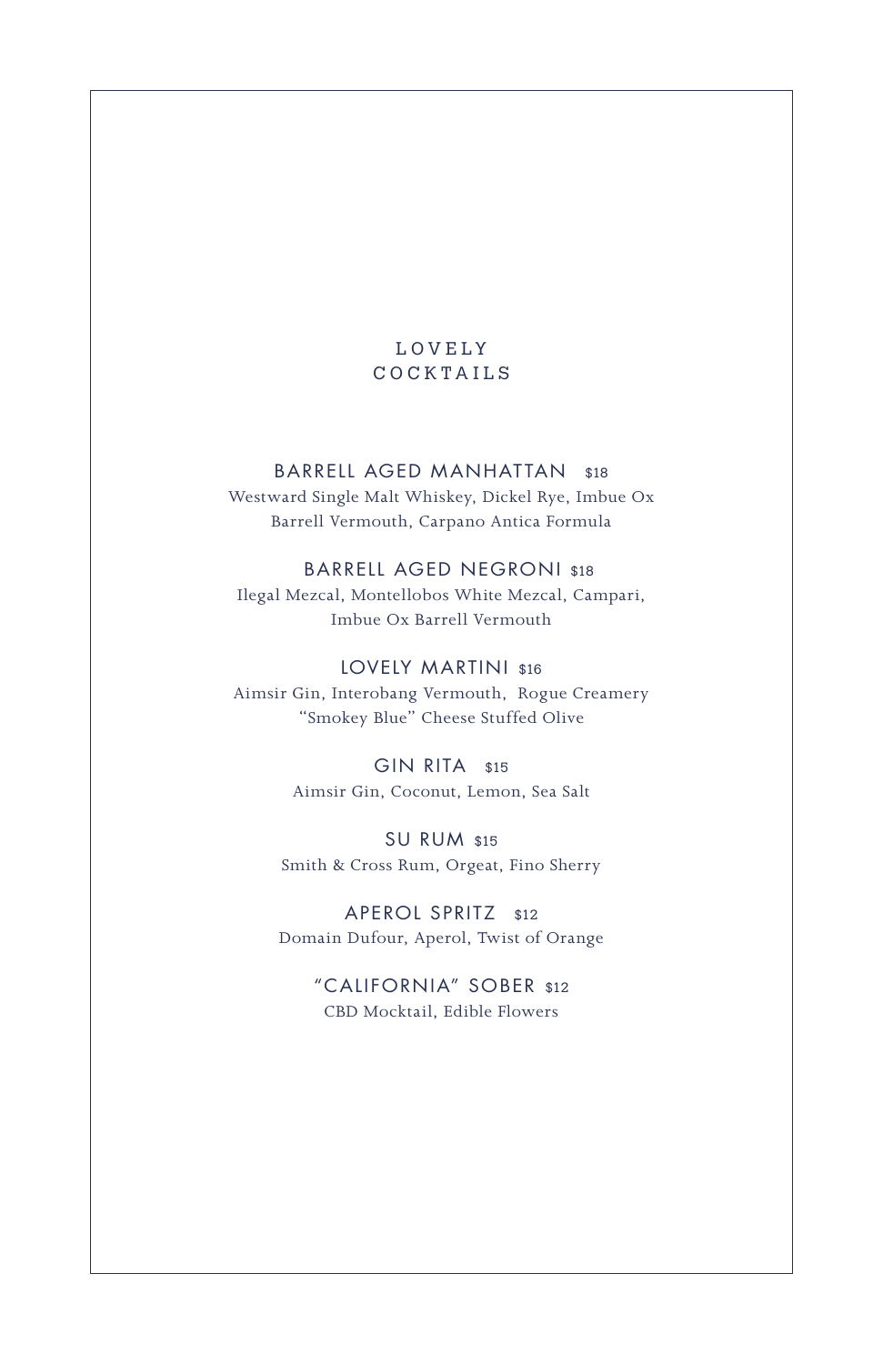# LOVELY COCKTAILS

### BARRELL AGED MANHATTAN $18

Westward Single Malt Whiskey, Dickel Rye, Imbue Ox Barrell Vermouth, Carpano Antica Formula

### BARRELL AGED NEGRONI $18

Ilegal Mezcal, Montellobos White Mezcal, Campari, Imbue Ox Barrell Vermouth

### LOVELY MARTINI $16

Aimsir Gin, Interobang Vermouth, Rogue Creamery "Smokey Blue" Cheese Stuffed Olive

### GIN RITA $15

Aimsir Gin, Coconut, Lemon, Sea Salt

### SU RUM $15

Smith & Cross Rum, Orgeat, Fino Sherry

### APEROL SPRITZ $12

Domain Dufour, Aperol, Twist of Orange

### "CALIFORNIA" SOBER $12

CBD Mocktail, Edible Flowers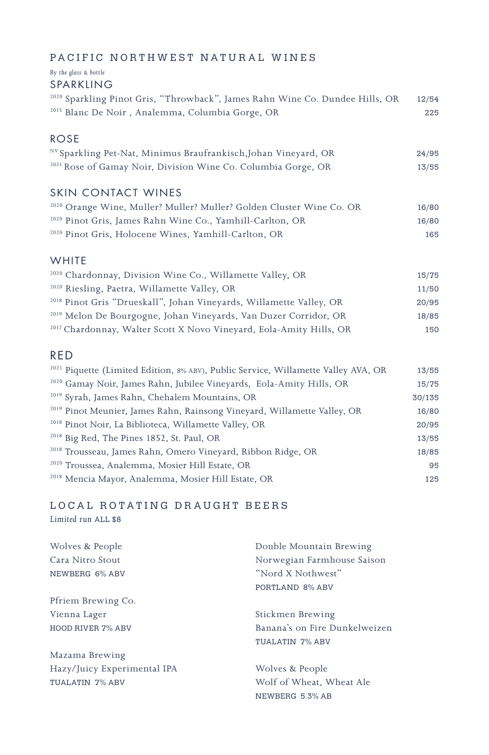# PACIFIC NORTHWEST NATURAL WINES

*By the glass & bottle*

## SPARKLING

| | |
|---|---|
| 2020 Sparkling Pinot Gris, "Throwback", James Rahn Wine Co. Dundee Hills, OR | 12/54 |
| 2015 Blanc De Noir , Analemma, Columbia Gorge, OR | 225 |

## ROSE

| | |
|---|---|
| NV Sparkling Pet-Nat, Minimus Braufrankisch,Johan Vineyard, OR | 24/95 |
| 2021 Rose of Gamay Noir, Division Wine Co. Columbia Gorge, OR | 13/55 |

## SKIN CONTACT WINES

| | |
|---|---|
| 2020 Orange Wine, Muller? Muller? Muller? Golden Cluster Wine Co. OR | 16/80 |
| 2020 Pinot Gris, James Rahn Wine Co., Yamhill-Carlton, OR | 16/80 |
| 2020 Pinot Gris, Holocene Wines, Yamhill-Carlton, OR | 165 |

## WHITE

| | |
|---|---|
| 2020 Chardonnay, Division Wine Co., Willamette Valley, OR | 15/75 |
| 2020 Riesling, Paetra, Willamette Valley, OR | 11/50 |
| 2018 Pinot Gris "Drueskall", Johan Vineyards, Willamette Valley, OR | 20/95 |
| 2019 Melon De Bourgogne, Johan Vineyards, Van Duzer Corridor, OR | 18/85 |
| 2017 Chardonnay, Walter Scott X Novo Vineyard, Eola-Amity Hills, OR | 150 |

## RED

| | |
|---|---|
| 2021 Piquette (Limited Edition, 8% ABV), Public Service, Willamette Valley AVA, OR | 13/55 |
| 2020 Gamay Noir, James Rahn, Jubilee Vineyards, Eola-Amity Hills, OR | 15/75 |
| 2019 Syrah, James Rahn, Chehalem Mountains, OR | 30/135 |
| 2019 Pinot Meunier, James Rahn, Rainsong Vineyard, Willamette Valley, OR | 16/80 |
| 2018 Pinot Noir, La Biblioteca, Willamette Valley, OR | 20/95 |
| 2018 Big Red, The Pines 1852, St. Paul, OR | 13/55 |
| 2018 Trousseau, James Rahn, Omero Vineyard, Ribbon Ridge, OR | 18/85 |
| 2020 Troussea, Analemma, Mosier Hill Estate, OR | 95 |
| 2018 Mencia Mayor, Analemma, Mosier Hill Estate, OR | 125 |

# LOCAL ROTATING DRAUGHT BEERS

*Limited run* ALL $8

Wolves & People
Cara Nitro Stout
NEWBERG 6% ABV

Pfriem Brewing Co.
Vienna Lager
HOOD RIVER 7% ABV

Mazama Brewing
Hazy/Juicy Experimental IPA
TUALATIN 7% ABV

Double Mountain Brewing
Norwegian Farmhouse Saison
"Nord X Nothwest"
PORTLAND 8% ABV

Stickmen Brewing
Banana's on Fire Dunkelweizen
TUALATIN 7% ABV

Wolves & People
Wolf of Wheat, Wheat Ale
NEWBERG 5.3% AB